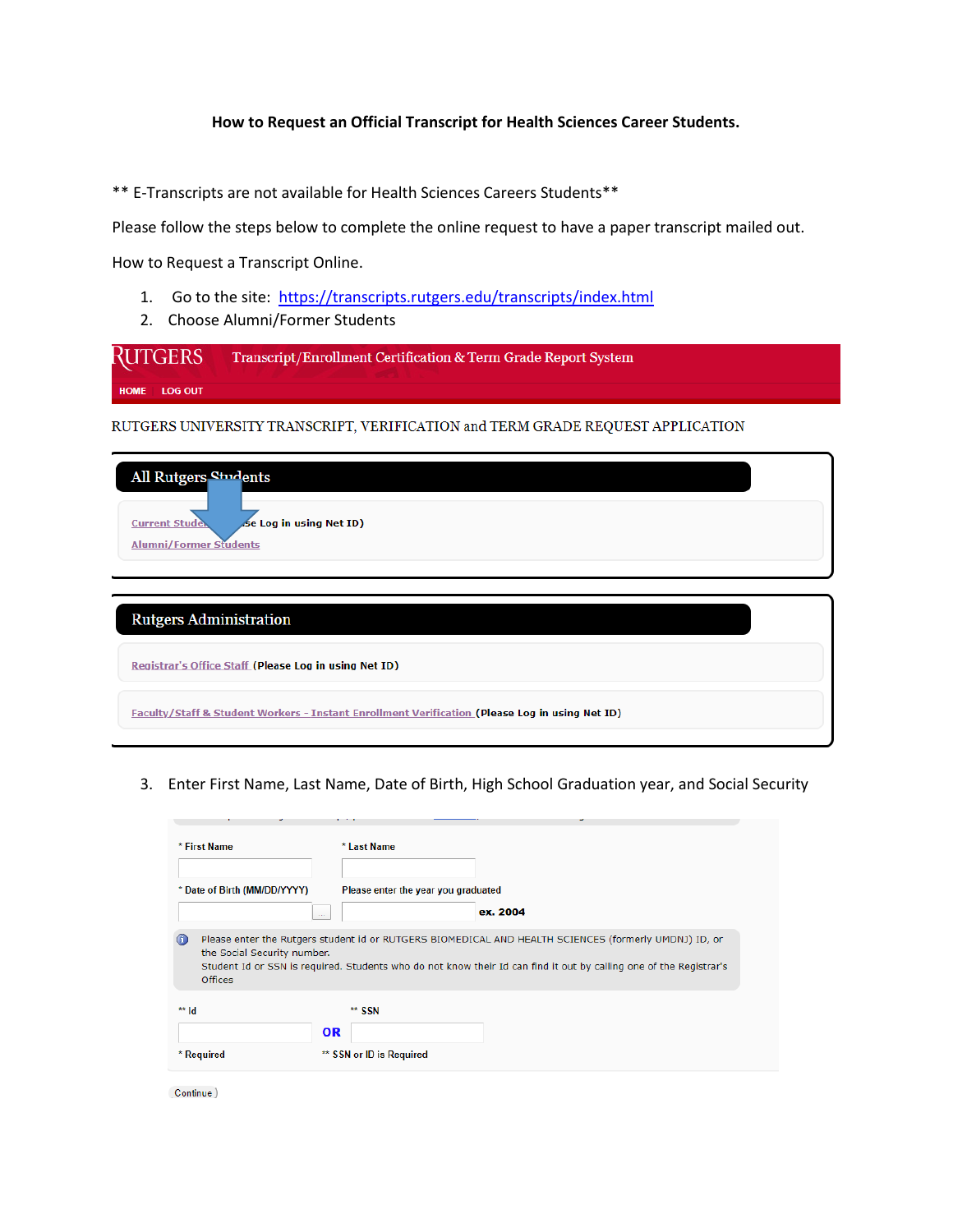**How to Request an Official Transcript for Health Sciences Career Students.**

** E-Transcripts are not available for Health Sciences Careers Students**

Please follow the steps below to complete the online request to have a paper transcript mailed out.

How to Request a Transcript Online.

1. Go to the site: [https://transcripts.rutgers.edu/transcripts/index.html](https://transcripts.rutgers.edu/transcripts/index.html)
2. Choose Alumni/Former Students

RUTGERS Transcript/Enrollment Certification & Term Grade Report System

HOME LOG OUT

RUTGERS UNIVERSITY TRANSCRIPT, VERIFICATION and TERM GRADE REQUEST APPLICATION

**All Rutgers Students**

Current Students (Please Log in using Net ID)

Alumni/Former Students

**Rutgers Administration**

Registrar's Office Staff (Please Log in using Net ID)

Faculty/Staff & Student Workers - Instant Enrollment Verification (Please Log in using Net ID)

3. Enter First Name, Last Name, Date of Birth, High School Graduation year, and Social Security

* First Name

* Last Name

* Date of Birth (MM/DD/YYYY)

Please enter the year you graduated

ex. 2004

Please enter the Rutgers student id or RUTGERS BIOMEDICAL AND HEALTH SCIENCES (formerly UMDNJ) ID, or the Social Security number.
Student Id or SSN is required. Students who do not know their Id can find it out by calling one of the Registrar's Offices

** Id

OR

** SSN

* Required

** SSN or ID is Required

Continue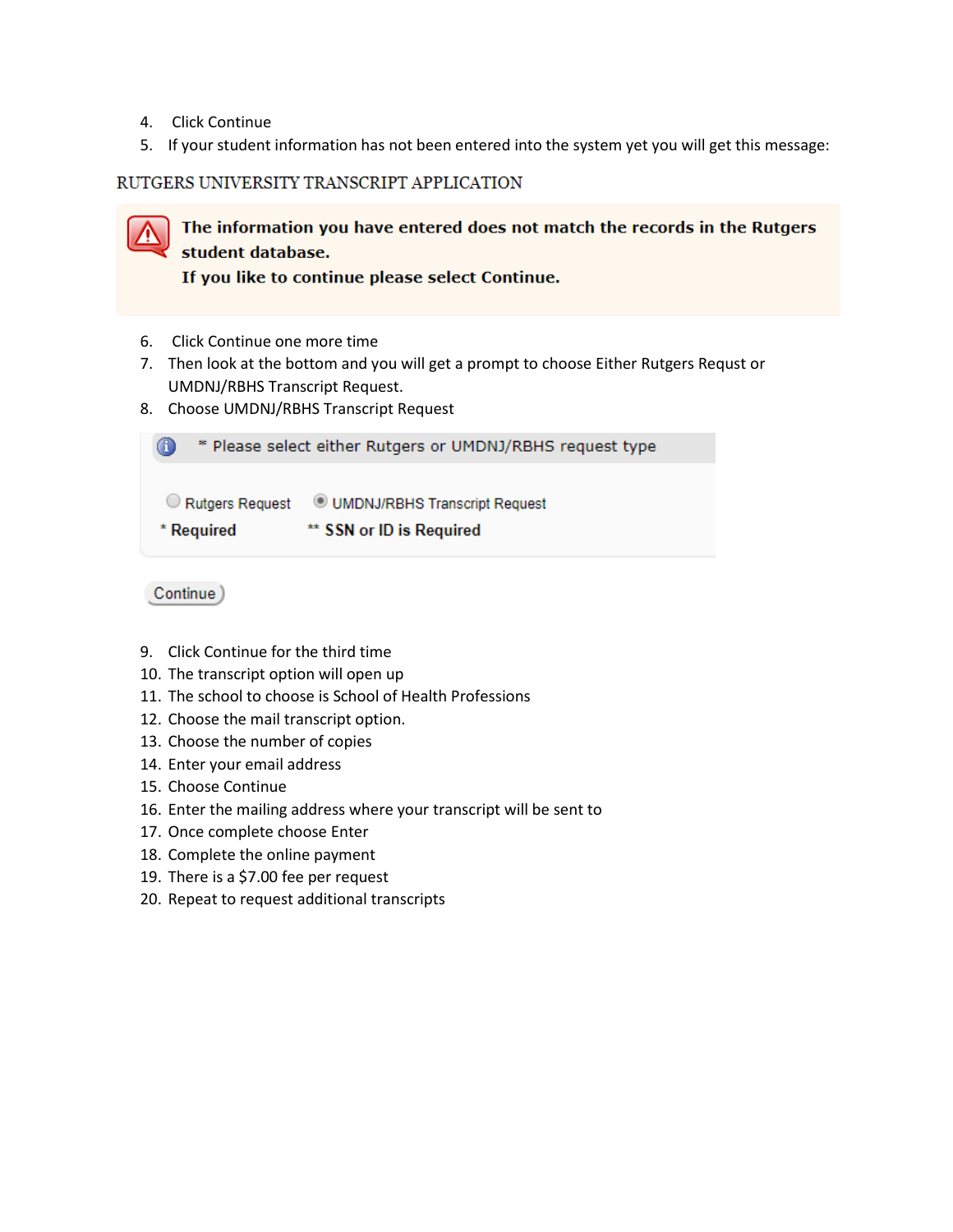4. Click Continue
5. If your student information has not been entered into the system yet you will get this message:

RUTGERS UNIVERSITY TRANSCRIPT APPLICATION

**The information you have entered does not match the records in the Rutgers student database.**
**If you like to continue please select Continue.**

6. Click Continue one more time
7. Then look at the bottom and you will get a prompt to choose Either Rutgers Requst or UMDNJ/RBHS Transcript Request.
8. Choose UMDNJ/RBHS Transcript Request

* Please select either Rutgers or UMDNJ/RBHS request type

Rutgers Request UMDNJ/RBHS Transcript Request

* **Required** ** **SSN or ID is Required**

Continue

9. Click Continue for the third time
10. The transcript option will open up
11. The school to choose is School of Health Professions
12. Choose the mail transcript option.
13. Choose the number of copies
14. Enter your email address
15. Choose Continue
16. Enter the mailing address where your transcript will be sent to
17. Once complete choose Enter
18. Complete the online payment
19. There is a $7.00 fee per request
20. Repeat to request additional transcripts